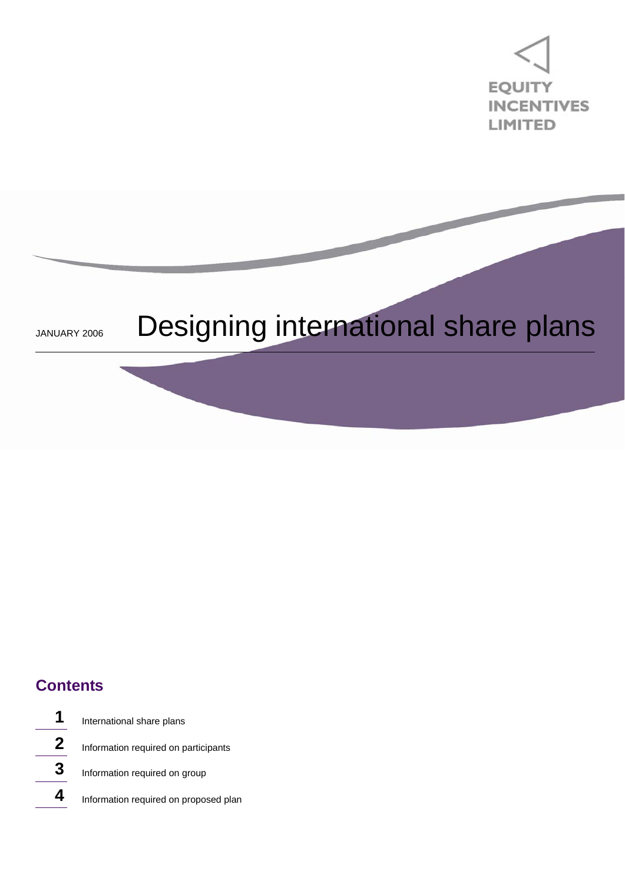EQUITY INCENTIVES LIMITED

JANUARY 2006

# Designing international share plans

## Contents

1. International share plans
2. Information required on participants
3. Information required on group
4. Information required on proposed plan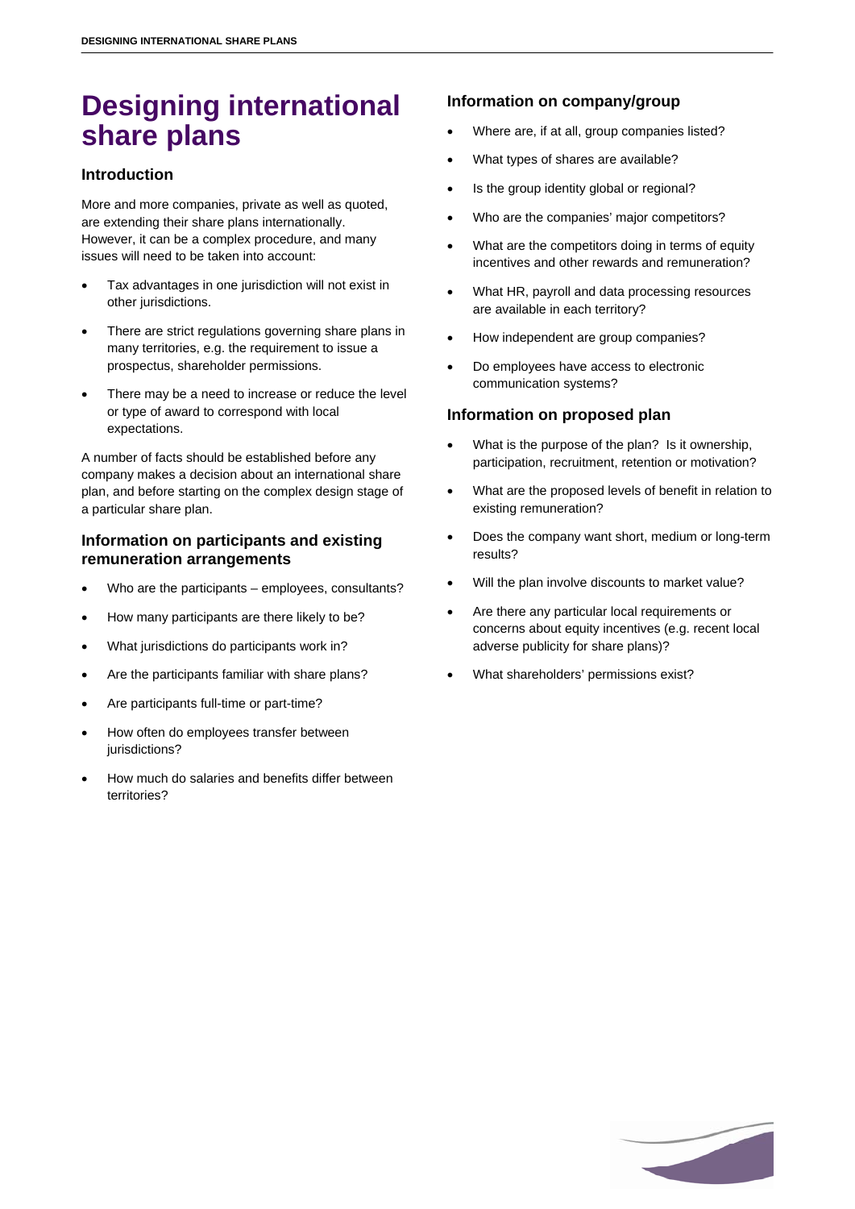# Designing international share plans

## Introduction

More and more companies, private as well as quoted, are extending their share plans internationally. However, it can be a complex procedure, and many issues will need to be taken into account:

- Tax advantages in one jurisdiction will not exist in other jurisdictions.
- There are strict regulations governing share plans in many territories, e.g. the requirement to issue a prospectus, shareholder permissions.
- There may be a need to increase or reduce the level or type of award to correspond with local expectations.

A number of facts should be established before any company makes a decision about an international share plan, and before starting on the complex design stage of a particular share plan.

## Information on participants and existing remuneration arrangements

- Who are the participants – employees, consultants?
- How many participants are there likely to be?
- What jurisdictions do participants work in?
- Are the participants familiar with share plans?
- Are participants full-time or part-time?
- How often do employees transfer between jurisdictions?
- How much do salaries and benefits differ between territories?

## Information on company/group

- Where are, if at all, group companies listed?
- What types of shares are available?
- Is the group identity global or regional?
- Who are the companies' major competitors?
- What are the competitors doing in terms of equity incentives and other rewards and remuneration?
- What HR, payroll and data processing resources are available in each territory?
- How independent are group companies?
- Do employees have access to electronic communication systems?

## Information on proposed plan

- What is the purpose of the plan? Is it ownership, participation, recruitment, retention or motivation?
- What are the proposed levels of benefit in relation to existing remuneration?
- Does the company want short, medium or long-term results?
- Will the plan involve discounts to market value?
- Are there any particular local requirements or concerns about equity incentives (e.g. recent local adverse publicity for share plans)?
- What shareholders' permissions exist?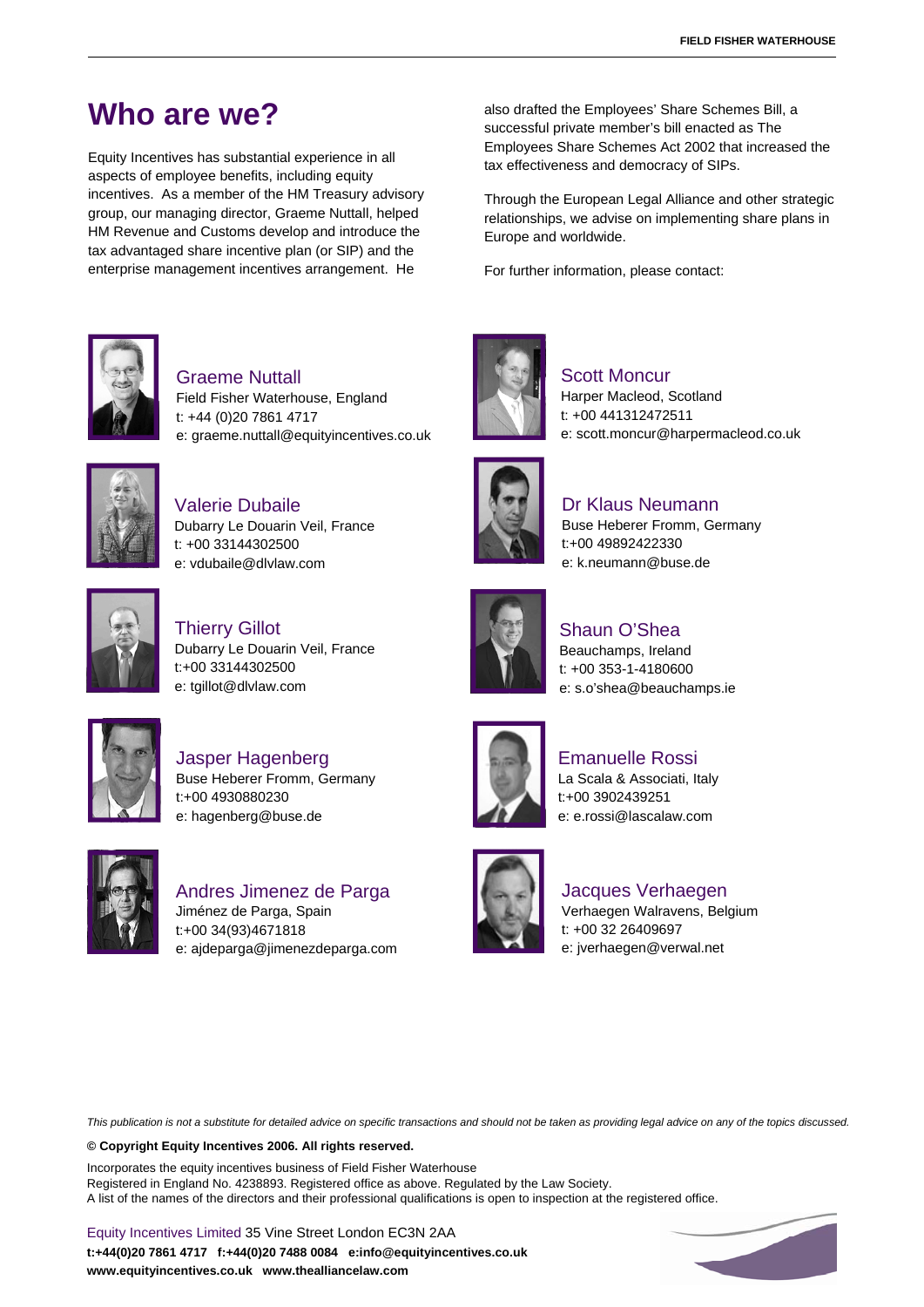# Who are we?

Equity Incentives has substantial experience in all aspects of employee benefits, including equity incentives. As a member of the HM Treasury advisory group, our managing director, Graeme Nuttall, helped HM Revenue and Customs develop and introduce the tax advantaged share incentive plan (or SIP) and the enterprise management incentives arrangement. He also drafted the Employees' Share Schemes Bill, a successful private member's bill enacted as The Employees Share Schemes Act 2002 that increased the tax effectiveness and democracy of SIPs.

Through the European Legal Alliance and other strategic relationships, we advise on implementing share plans in Europe and worldwide.

For further information, please contact:

**Graeme Nuttall**
Field Fisher Waterhouse, England
t: +44 (0)20 7861 4717
e: graeme.nuttall@equityincentives.co.uk

**Valerie Dubaile**
Dubarry Le Douarin Veil, France
t: +00 33144302500
e: vdubaile@dlvlaw.com

**Thierry Gillot**
Dubarry Le Douarin Veil, France
t:+00 33144302500
e: tgillot@dlvlaw.com

**Jasper Hagenberg**
Buse Heberer Fromm, Germany
t:+00 4930880230
e: hagenberg@buse.de

**Andres Jimenez de Parga**
Jiménez de Parga, Spain
t:+00 34(93)4671818
e: ajdeparga@jimenezdeparga.com

**Scott Moncur**
Harper Macleod, Scotland
t: +00 441312472511
e: scott.moncur@harpermacleod.co.uk

**Dr Klaus Neumann**
Buse Heberer Fromm, Germany
t:+00 49892422330
e: k.neumann@buse.de

**Shaun O'Shea**
Beauchamps, Ireland
t: +00 353-1-4180600
e: s.o'shea@beauchamps.ie

**Emanuelle Rossi**
La Scala & Associati, Italy
t:+00 3902439251
e: e.rossi@lascalaw.com

**Jacques Verhaegen**
Verhaegen Walravens, Belgium
t: +00 32 26409697
e: jverhaegen@verwal.net

*This publication is not a substitute for detailed advice on specific transactions and should not be taken as providing legal advice on any of the topics discussed.*

**© Copyright Equity Incentives 2006. All rights reserved.**

Incorporates the equity incentives business of Field Fisher Waterhouse
Registered in England No. 4238893. Registered office as above. Regulated by the Law Society.
A list of the names of the directors and their professional qualifications is open to inspection at the registered office.

Equity Incentives Limited 35 Vine Street London EC3N 2AA
**t:+44(0)20 7861 4717 f:+44(0)20 7488 0084 e:info@equityincentives.co.uk**
**www.equityincentives.co.uk www.thealliancelaw.com**